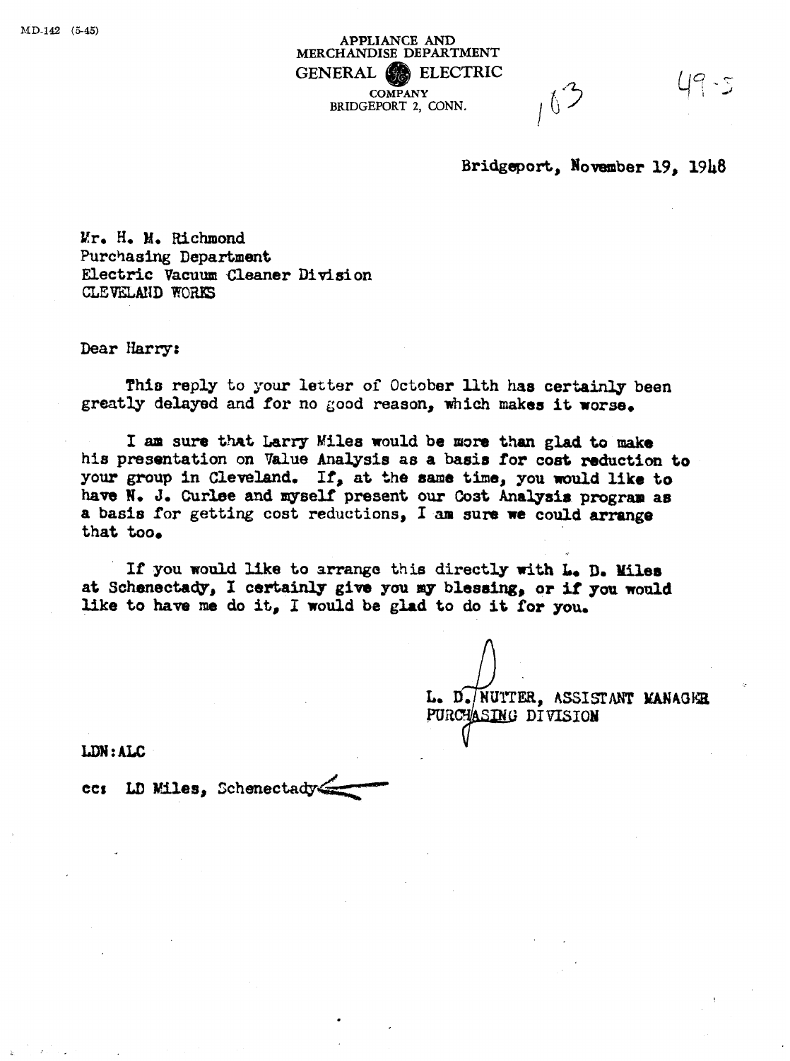MD-142 (5-45)

APPLIANCE AND
MERCHANDISE DEPARTMENT
GENERAL ELECTRIC
COMPANY
BRIDGEPORT 2, CONN.

163 49-5

Bridgeport, November 19, 1948

Mr. H. M. Richmond
Purchasing Department
Electric Vacuum Cleaner Division
CLEVELAND WORKS

Dear Harry:

This reply to your letter of October 11th has certainly been greatly delayed and for no good reason, which makes it worse.

I am sure that Larry Miles would be more than glad to make his presentation on Value Analysis as a basis for cost reduction to your group in Cleveland. If, at the same time, you would like to have N. J. Curlee and myself present our Cost Analysis program as a basis for getting cost reductions, I am sure we could arrange that too.

If you would like to arrange this directly with L. D. Miles at Schenectady, I certainly give you my blessing, or if you would like to have me do it, I would be glad to do it for you.

L. D. NUTTER, ASSISTANT MANAGER
PURCHASING DIVISION

LDN:ALC

cc: LD Miles, Schenectady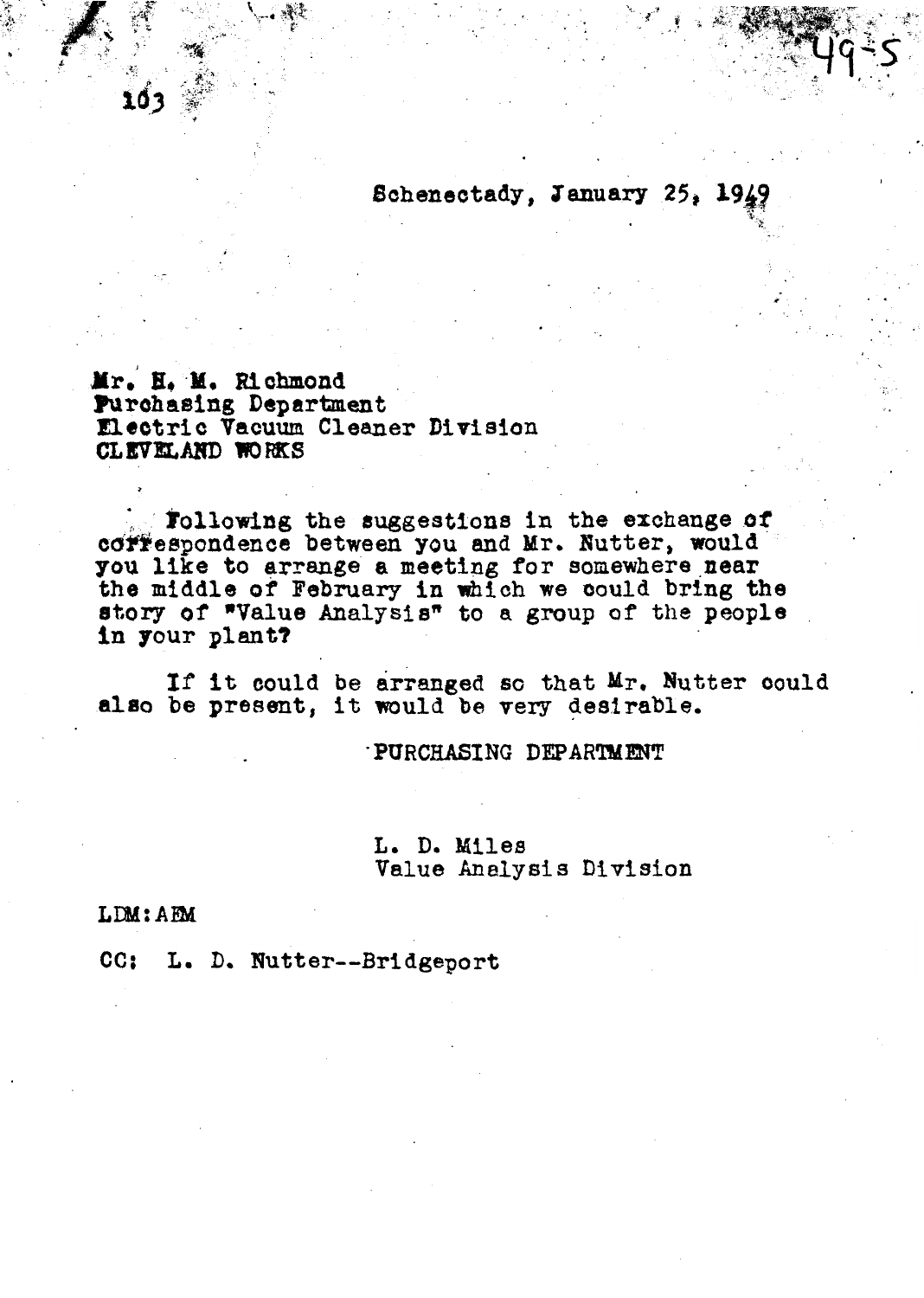Schenectady, January 25, 1949

Mr. H. M. Richmond
Purchasing Department
Electric Vacuum Cleaner Division
CLEVELAND WORKS

Following the suggestions in the exchange of correspondence between you and Mr. Nutter, would you like to arrange a meeting for somewhere near the middle of February in which we could bring the story of "Value Analysis" to a group of the people in your plant?

If it could be arranged so that Mr. Nutter could also be present, it would be very desirable.

PURCHASING DEPARTMENT

L. D. Miles
Value Analysis Division

LDM:AEM

CC: L. D. Nutter--Bridgeport